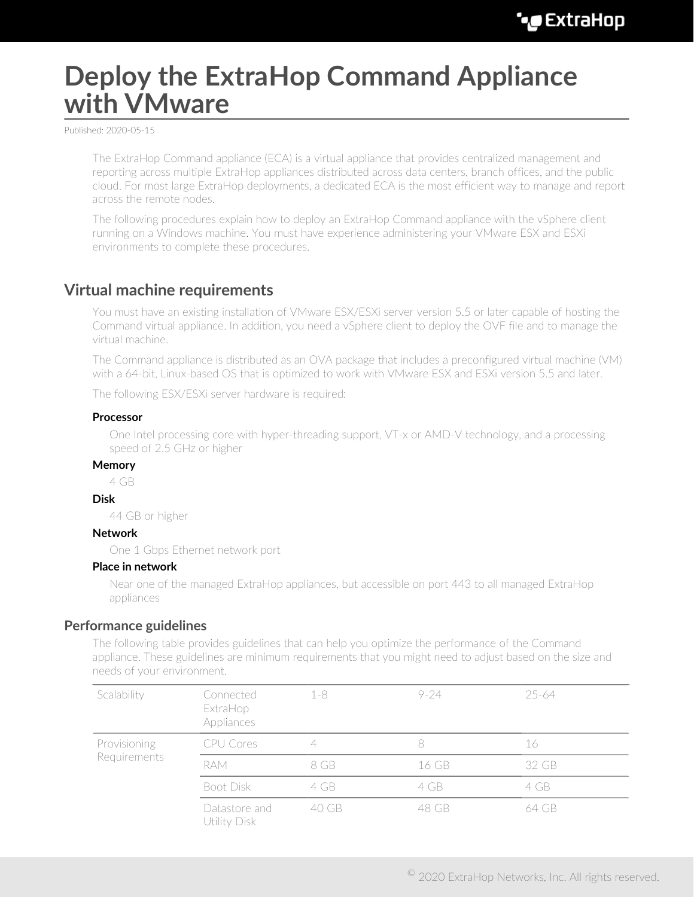# Deploy the ExtraHop Command Appliance with VMware

Published: 2020-05-15

The ExtraHop Command appliance (ECA) is a virtual appliance that provides centralized management and reporting across multiple ExtraHop appliances distributed across data centers, branch offices, and the public cloud. For most large ExtraHop deployments, a dedicated ECA is the most efficient way to manage and report across the remote nodes.

The following procedures explain how to deploy an ExtraHop Command appliance with the vSphere client running on a Windows machine. You must have experience administering your VMware ESX and ESXi environments to complete these procedures.

## Virtual machine requirements

You must have an existing installation of VMware ESX/ESXi server version 5.5 or later capable of hosting the Command virtual appliance. In addition, you need a vSphere client to deploy the OVF file and to manage the virtual machine.

The Command appliance is distributed as an OVA package that includes a preconfigured virtual machine (VM) with a 64-bit, Linux-based OS that is optimized to work with VMware ESX and ESXi version 5.5 and later.

The following ESX/ESXi server hardware is required:

**Processor**

One Intel processing core with hyper-threading support, VT-x or AMD-V technology, and a processing speed of 2.5 GHz or higher

**Memory**

4 GB

**Disk**

44 GB or higher

**Network**

One 1 Gbps Ethernet network port

**Place in network**

Near one of the managed ExtraHop appliances, but accessible on port 443 to all managed ExtraHop appliances

### Performance guidelines

The following table provides guidelines that can help you optimize the performance of the Command appliance. These guidelines are minimum requirements that you might need to adjust based on the size and needs of your environment.

| Scalability | Connected ExtraHop Appliances | 1-8 | 9-24 | 25-64 |
|---|---|---|---|---|
| Provisioning Requirements | CPU Cores | 4 | 8 | 16 |
| | RAM | 8 GB | 16 GB | 32 GB |
| | Boot Disk | 4 GB | 4 GB | 4 GB |
| | Datastore and Utility Disk | 40 GB | 48 GB | 64 GB |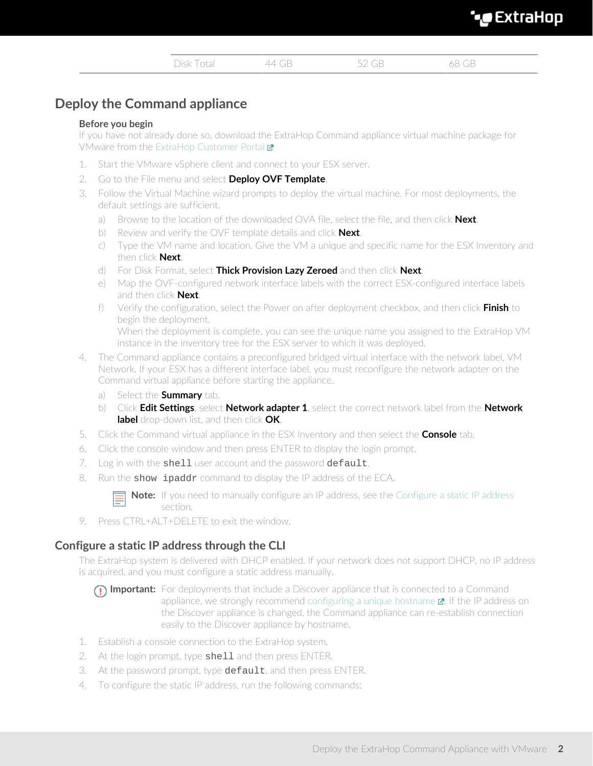| Disk Total | 44 GB | 52 GB | 68 GB |
| --- | --- | --- | --- |

## Deploy the Command appliance

**Before you begin**

If you have not already done so, download the ExtraHop Command appliance virtual machine package for VMware from the ExtraHop Customer Portal.

1. Start the VMware vSphere client and connect to your ESX server.
2. Go to the File menu and select **Deploy OVF Template**.
3. Follow the Virtual Machine wizard prompts to deploy the virtual machine. For most deployments, the default settings are sufficient.
   a) Browse to the location of the downloaded OVA file, select the file, and then click **Next**.
   b) Review and verify the OVF template details and click **Next**.
   c) Type the VM name and location. Give the VM a unique and specific name for the ESX Inventory and then click **Next**.
   d) For Disk Format, select **Thick Provision Lazy Zeroed** and then click **Next**.
   e) Map the OVF-configured network interface labels with the correct ESX-configured interface labels and then click **Next**.
   f) Verify the configuration, select the Power on after deployment checkbox, and then click **Finish** to begin the deployment.
      When the deployment is complete, you can see the unique name you assigned to the ExtraHop VM instance in the inventory tree for the ESX server to which it was deployed.
4. The Command appliance contains a preconfigured bridged virtual interface with the network label, VM Network. If your ESX has a different interface label, you must reconfigure the network adapter on the Command virtual appliance before starting the appliance.
   a) Select the **Summary** tab.
   b) Click **Edit Settings**, select **Network adapter 1**, select the correct network label from the **Network label** drop-down list, and then click **OK**.
5. Click the Command virtual appliance in the ESX Inventory and then select the **Console** tab.
6. Click the console window and then press ENTER to display the login prompt.
7. Log in with the `shell` user account and the password `default`.
8. Run the `show ipaddr` command to display the IP address of the ECA.

   **Note:** If you need to manually configure an IP address, see the Configure a static IP address section.
9. Press CTRL+ALT+DELETE to exit the window.

## Configure a static IP address through the CLI

The ExtraHop system is delivered with DHCP enabled. If your network does not support DHCP, no IP address is acquired, and you must configure a static address manually.

**Important:** For deployments that include a Discover appliance that is connected to a Command appliance, we strongly recommend configuring a unique hostname. If the IP address on the Discover appliance is changed, the Command appliance can re-establish connection easily to the Discover appliance by hostname.

1. Establish a console connection to the ExtraHop system.
2. At the login prompt, type `shell` and then press ENTER.
3. At the password prompt, type `default`, and then press ENTER.
4. To configure the static IP address, run the following commands: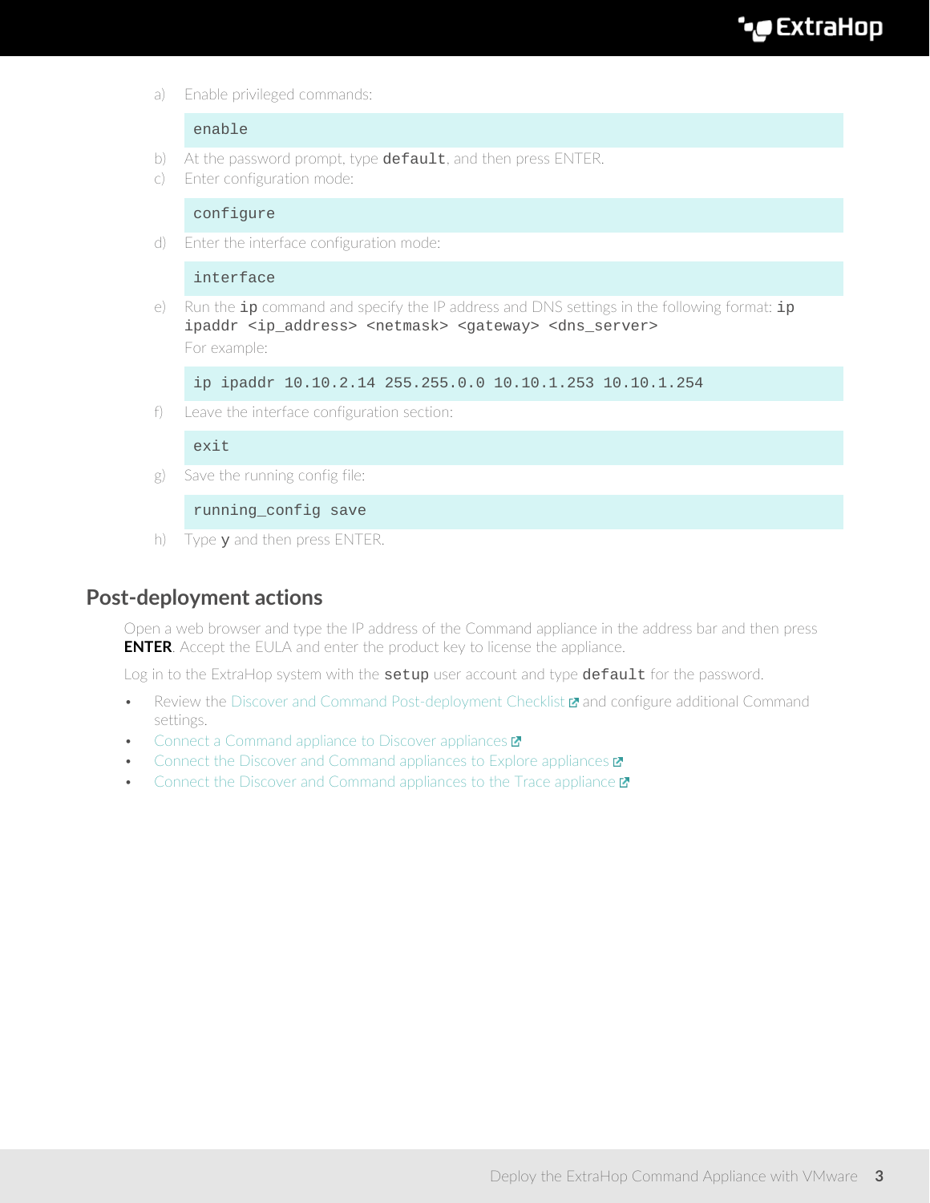a) Enable privileged commands:

```
enable
```

b) At the password prompt, type `default`, and then press ENTER.

c) Enter configuration mode:

```
configure
```

d) Enter the interface configuration mode:

```
interface
```

e) Run the `ip` command and specify the IP address and DNS settings in the following format: `ip ipaddr <ip_address> <netmask> <gateway> <dns_server>`

For example:

```
ip ipaddr 10.10.2.14 255.255.0.0 10.10.1.253 10.10.1.254
```

f) Leave the interface configuration section:

```
exit
```

g) Save the running config file:

```
running_config save
```

h) Type **y** and then press ENTER.

## Post-deployment actions

Open a web browser and type the IP address of the Command appliance in the address bar and then press **ENTER**. Accept the EULA and enter the product key to license the appliance.

Log in to the ExtraHop system with the `setup` user account and type `default` for the password.

- Review the Discover and Command Post-deployment Checklist and configure additional Command settings.
- Connect a Command appliance to Discover appliances
- Connect the Discover and Command appliances to Explore appliances
- Connect the Discover and Command appliances to the Trace appliance